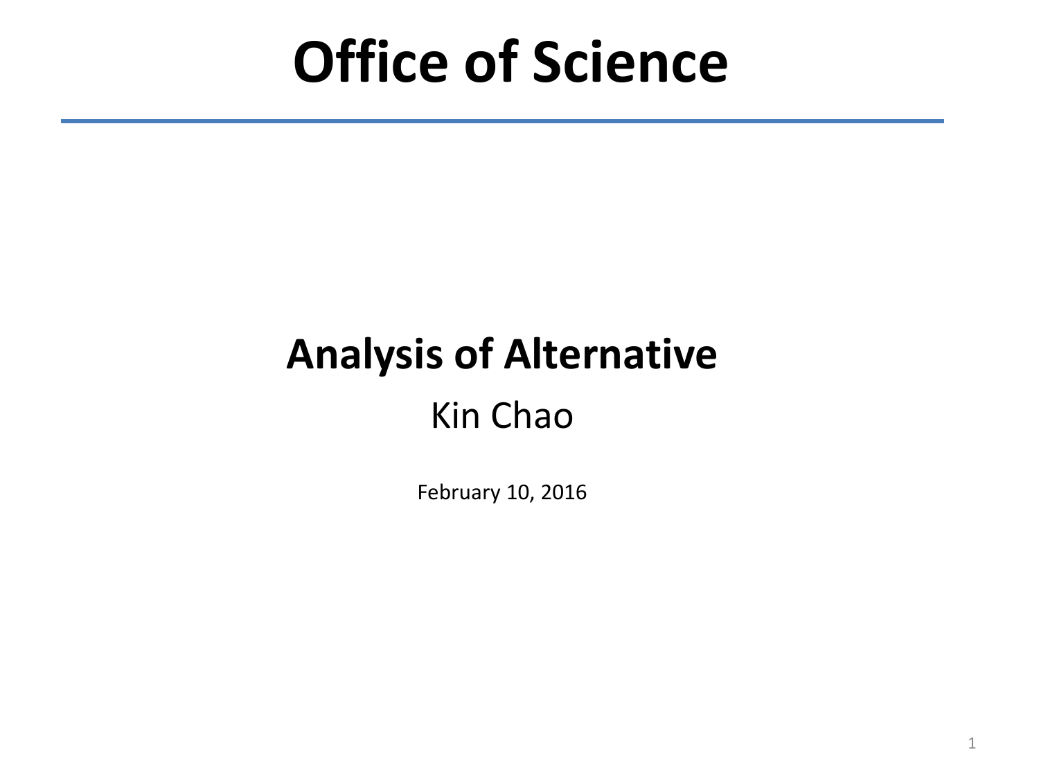# Office of Science

## Analysis of Alternative

Kin Chao

February 10, 2016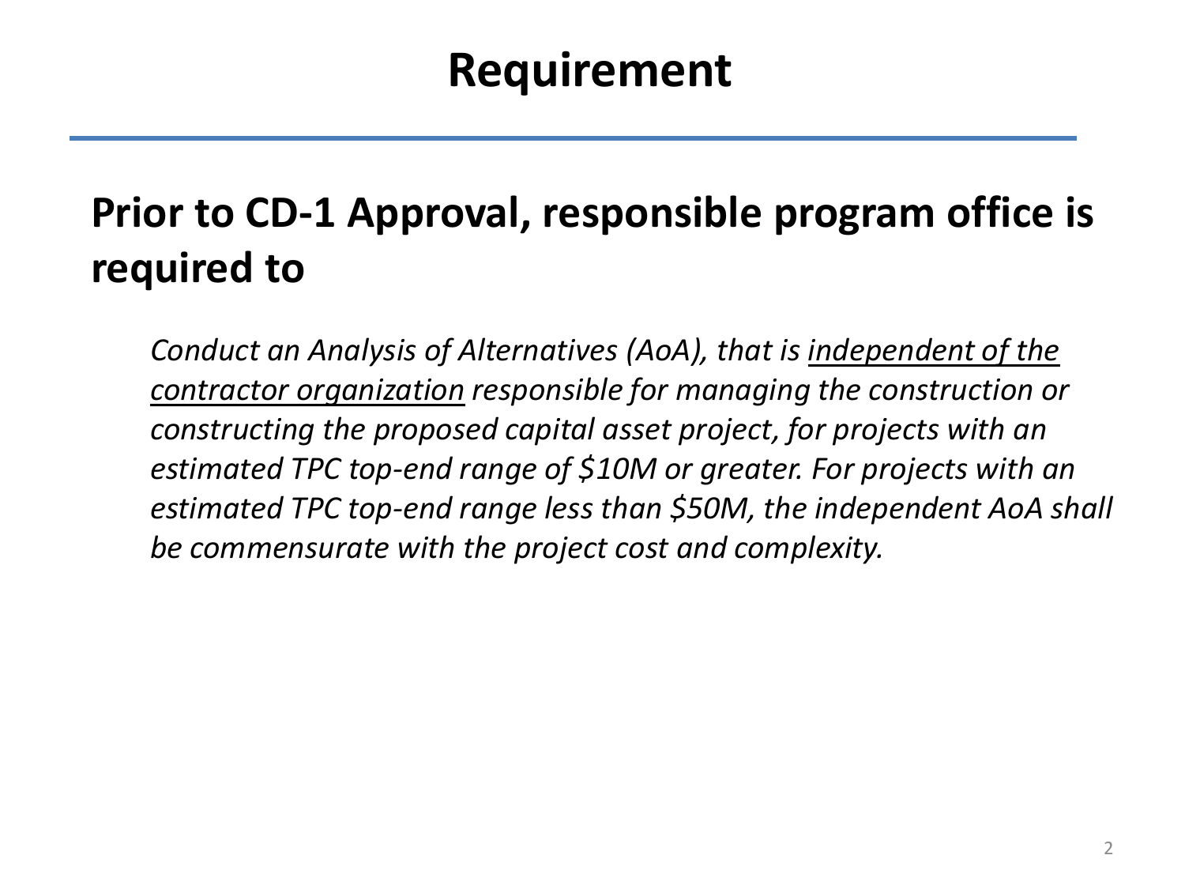# Requirement

**Prior to CD-1 Approval, responsible program office is required to**

*Conduct an Analysis of Alternatives (AoA), that is <u>independent of the contractor organization</u> responsible for managing the construction or constructing the proposed capital asset project, for projects with an estimated TPC top-end range of $10M or greater. For projects with an estimated TPC top-end range less than $50M, the independent AoA shall be commensurate with the project cost and complexity.*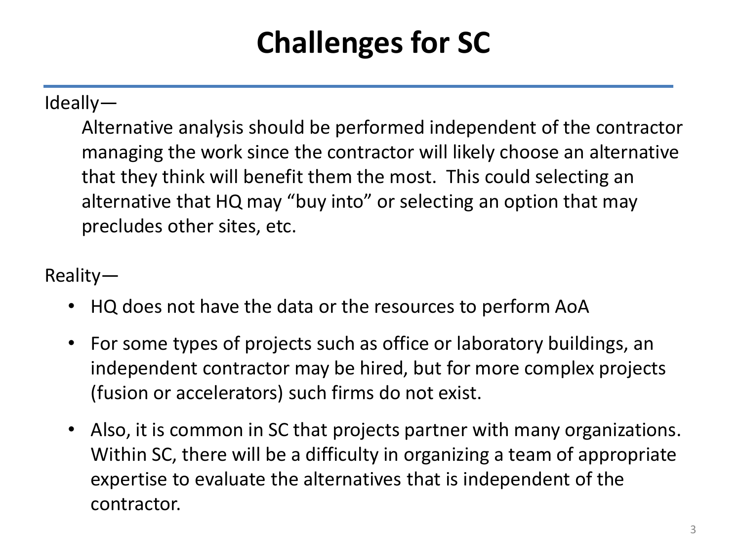# Challenges for SC

Ideally—

Alternative analysis should be performed independent of the contractor managing the work since the contractor will likely choose an alternative that they think will benefit them the most. This could selecting an alternative that HQ may "buy into" or selecting an option that may precludes other sites, etc.

Reality—

- HQ does not have the data or the resources to perform AoA
- For some types of projects such as office or laboratory buildings, an independent contractor may be hired, but for more complex projects (fusion or accelerators) such firms do not exist.
- Also, it is common in SC that projects partner with many organizations. Within SC, there will be a difficulty in organizing a team of appropriate expertise to evaluate the alternatives that is independent of the contractor.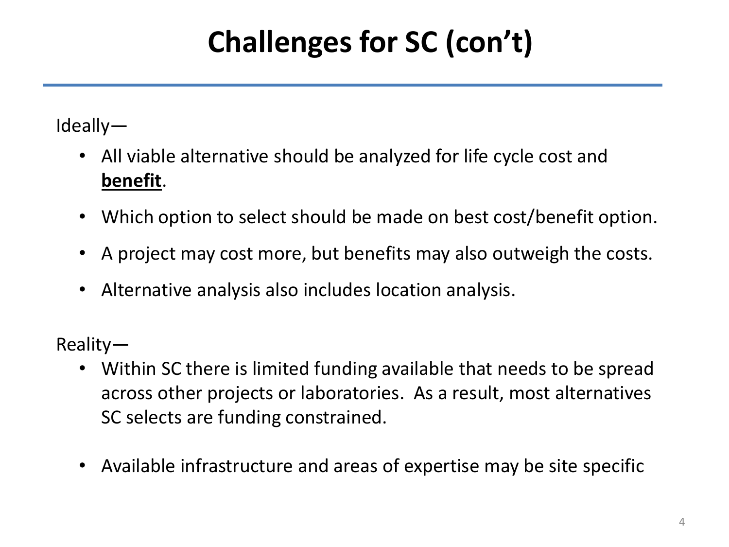# Challenges for SC (con't)

Ideally—

- All viable alternative should be analyzed for life cycle cost and **benefit**.
- Which option to select should be made on best cost/benefit option.
- A project may cost more, but benefits may also outweigh the costs.
- Alternative analysis also includes location analysis.

Reality—

- Within SC there is limited funding available that needs to be spread across other projects or laboratories. As a result, most alternatives SC selects are funding constrained.
- Available infrastructure and areas of expertise may be site specific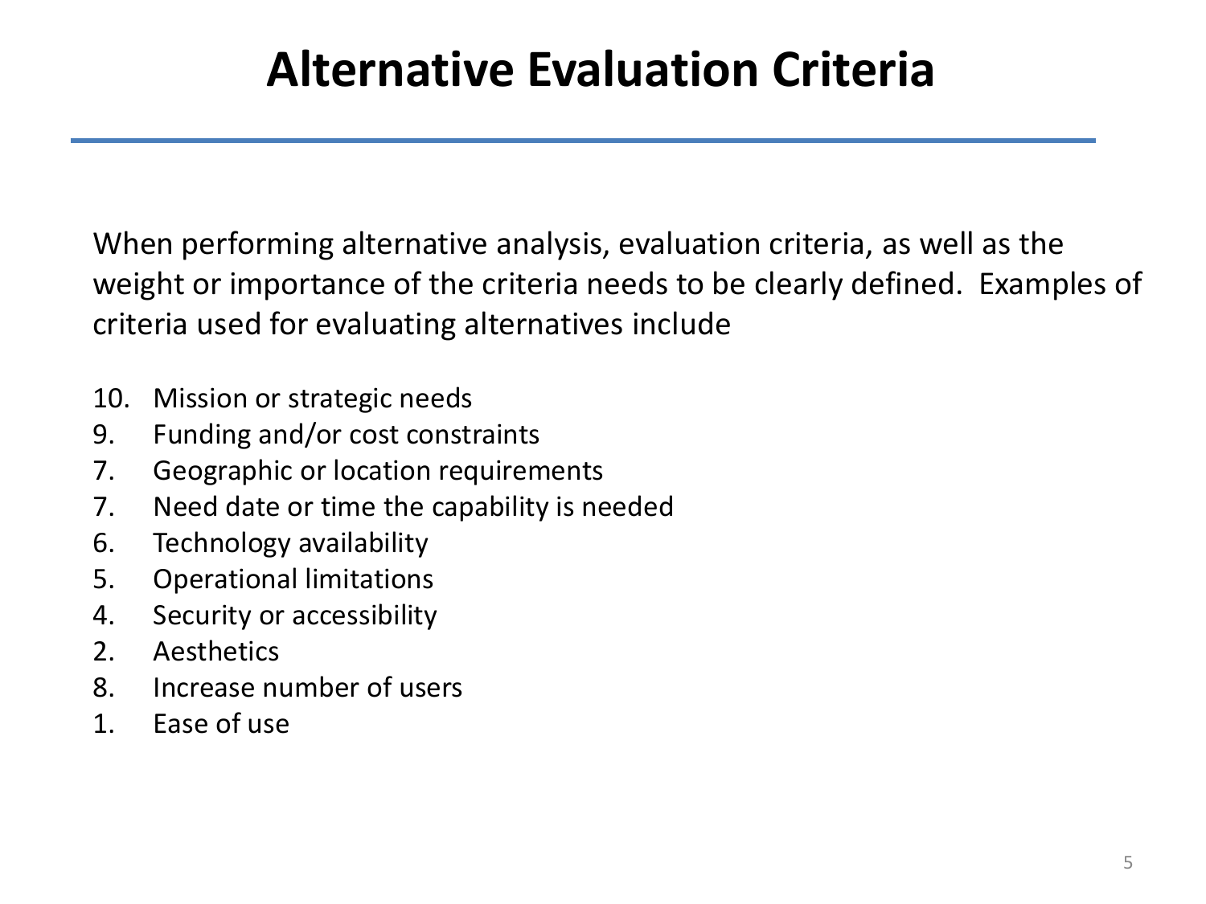# Alternative Evaluation Criteria

When performing alternative analysis, evaluation criteria, as well as the weight or importance of the criteria needs to be clearly defined. Examples of criteria used for evaluating alternatives include

10. Mission or strategic needs
9. Funding and/or cost constraints
7. Geographic or location requirements
7. Need date or time the capability is needed
6. Technology availability
5. Operational limitations
4. Security or accessibility
2. Aesthetics
8. Increase number of users
1. Ease of use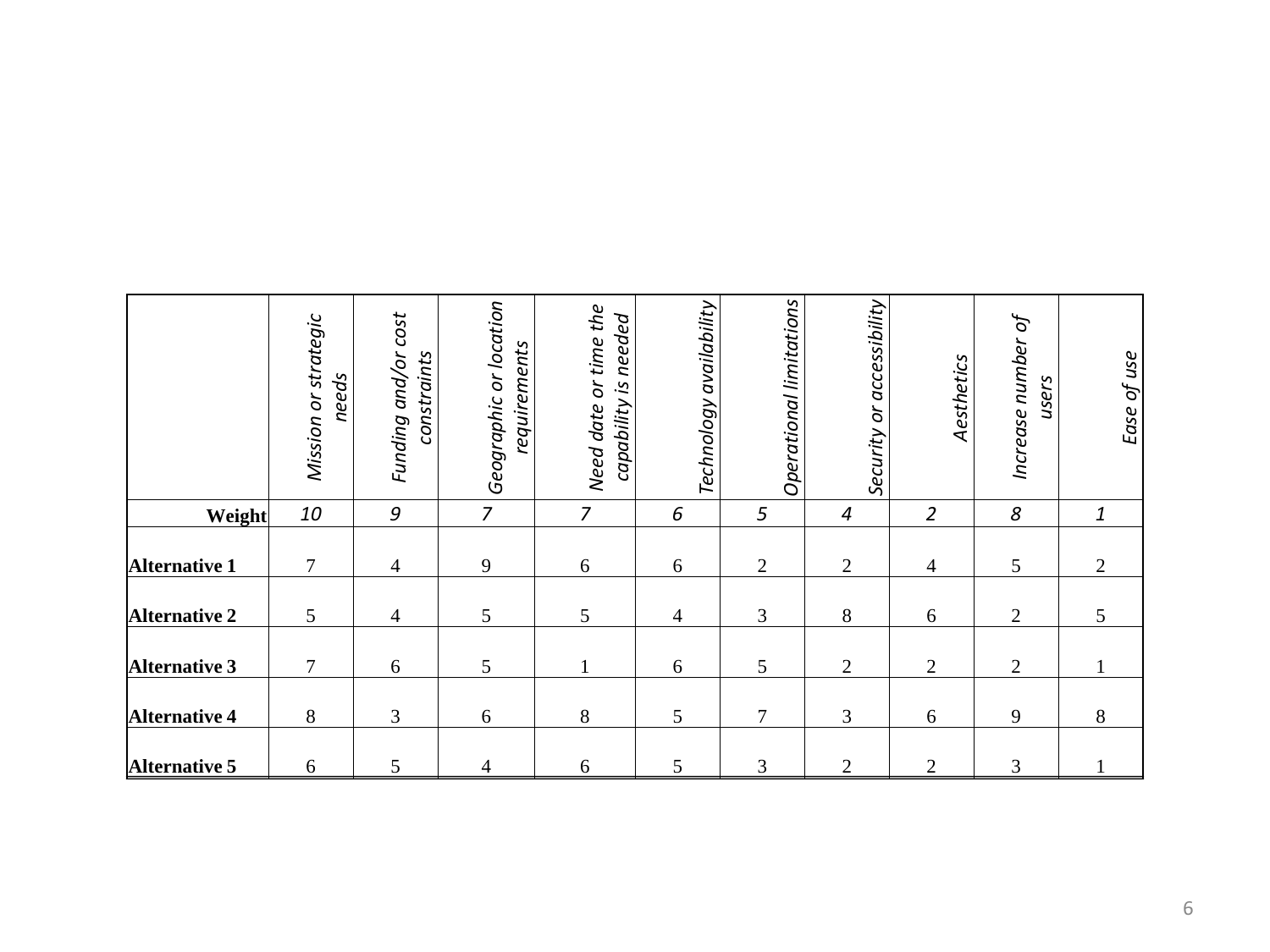| | *Mission or strategic needs* | *Funding and/or cost constraints* | *Geographic or location requirements* | *Need date or time the capability is needed* | *Technology availability* | *Operational limitations* | *Security or accessibility* | *Aesthetics* | *Increase number of users* | *Ease of use* |
|---|---|---|---|---|---|---|---|---|---|---|
| **Weight** | *10* | *9* | *7* | *7* | *6* | *5* | *4* | *2* | *8* | *1* |
| **Alternative 1** | 7 | 4 | 9 | 6 | 6 | 2 | 2 | 4 | 5 | 2 |
| **Alternative 2** | 5 | 4 | 5 | 5 | 4 | 3 | 8 | 6 | 2 | 5 |
| **Alternative 3** | 7 | 6 | 5 | 1 | 6 | 5 | 2 | 2 | 2 | 1 |
| **Alternative 4** | 8 | 3 | 6 | 8 | 5 | 7 | 3 | 6 | 9 | 8 |
| **Alternative 5** | 6 | 5 | 4 | 6 | 5 | 3 | 2 | 2 | 3 | 1 |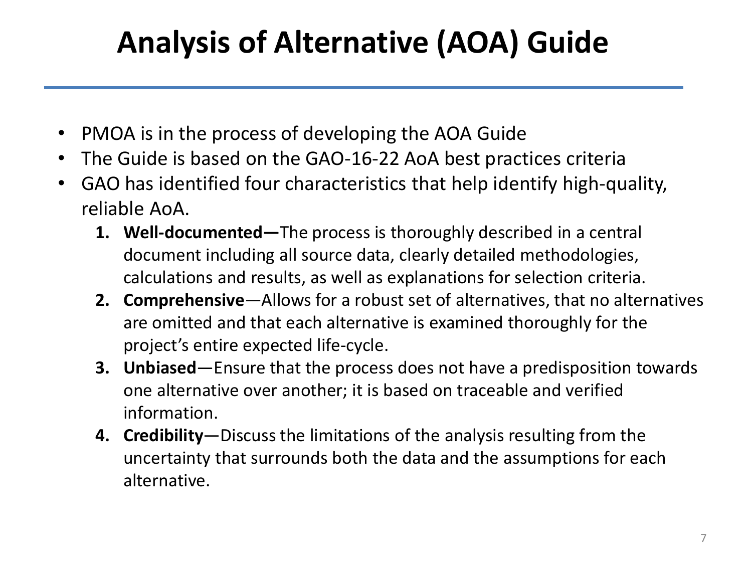# Analysis of Alternative (AOA) Guide

- PMOA is in the process of developing the AOA Guide
- The Guide is based on the GAO-16-22 AoA best practices criteria
- GAO has identified four characteristics that help identify high-quality, reliable AoA.
  1. **Well-documented—**The process is thoroughly described in a central document including all source data, clearly detailed methodologies, calculations and results, as well as explanations for selection criteria.
  2. **Comprehensive**—Allows for a robust set of alternatives, that no alternatives are omitted and that each alternative is examined thoroughly for the project's entire expected life-cycle.
  3. **Unbiased**—Ensure that the process does not have a predisposition towards one alternative over another; it is based on traceable and verified information.
  4. **Credibility**—Discuss the limitations of the analysis resulting from the uncertainty that surrounds both the data and the assumptions for each alternative.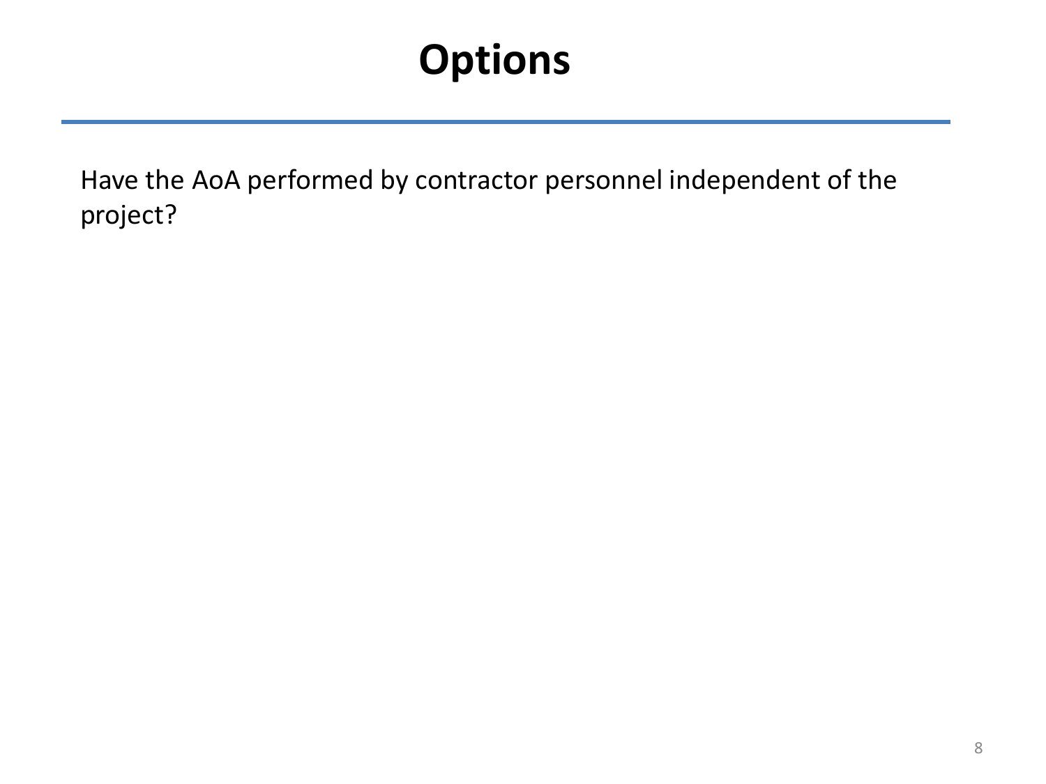# Options

Have the AoA performed by contractor personnel independent of the project?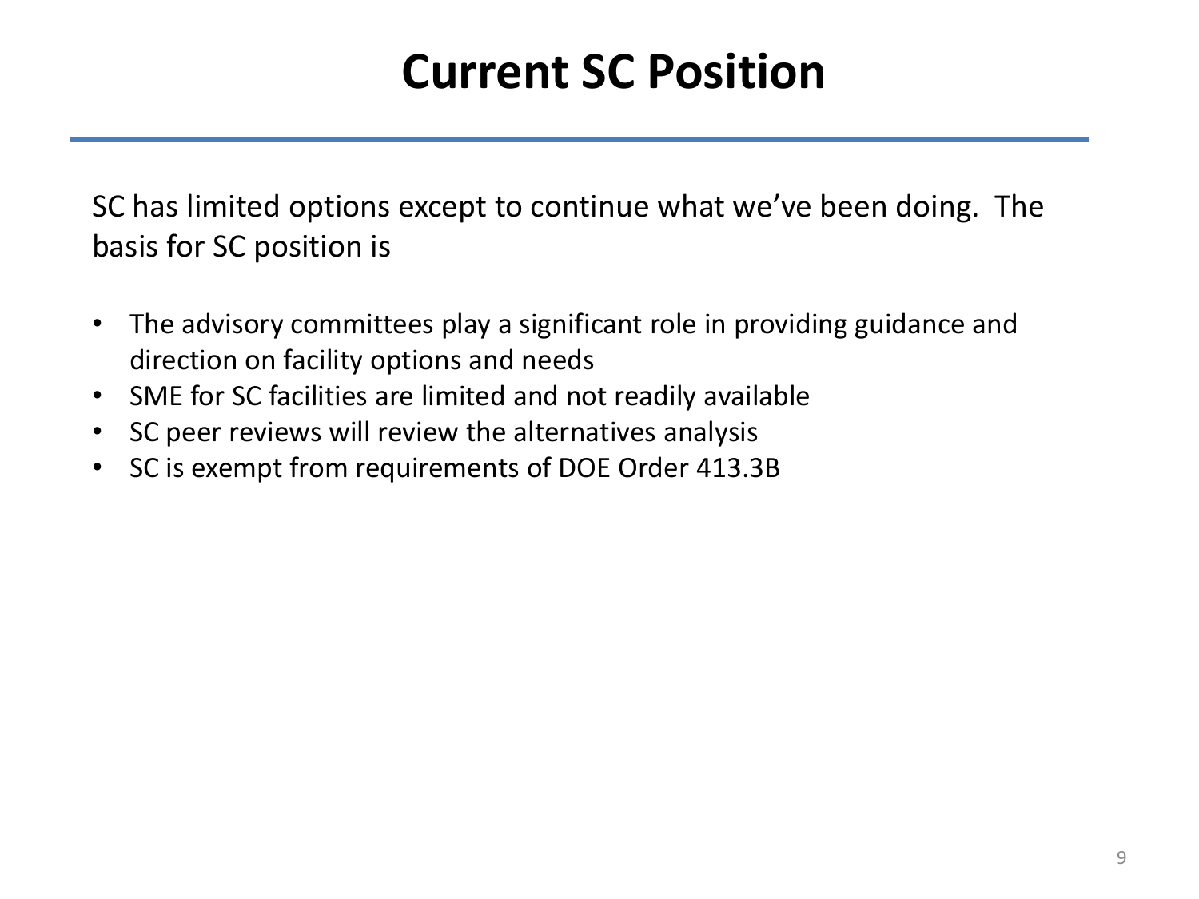# Current SC Position

SC has limited options except to continue what we've been doing. The basis for SC position is

- The advisory committees play a significant role in providing guidance and direction on facility options and needs
- SME for SC facilities are limited and not readily available
- SC peer reviews will review the alternatives analysis
- SC is exempt from requirements of DOE Order 413.3B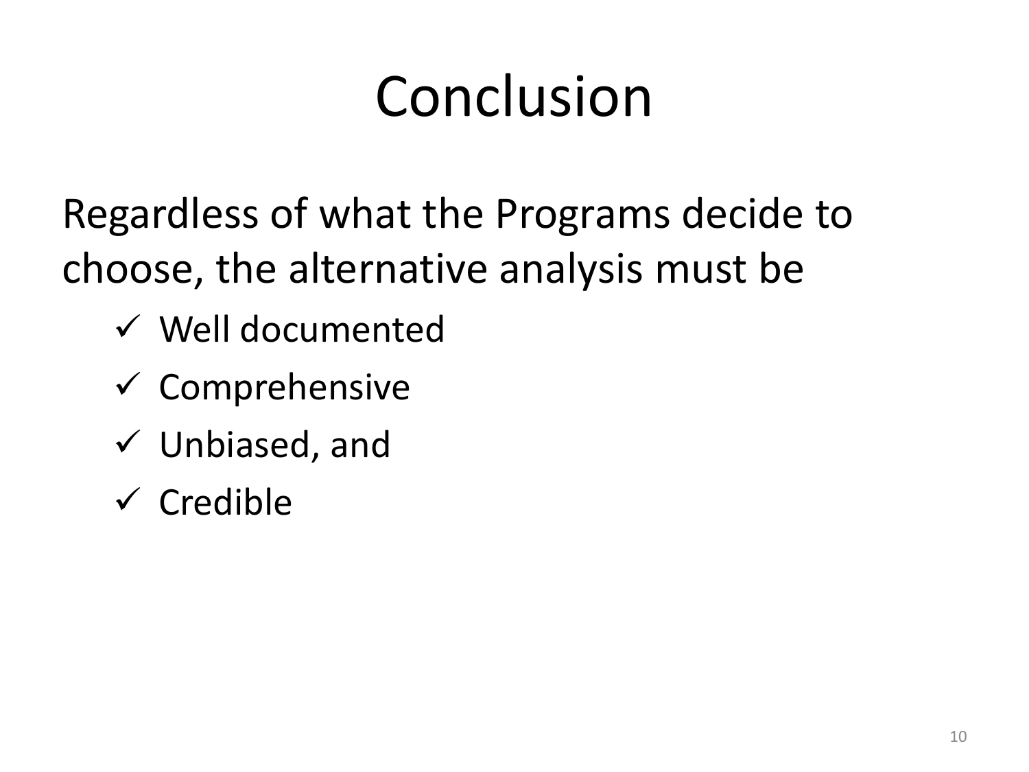# Conclusion

Regardless of what the Programs decide to choose, the alternative analysis must be

- ✓ Well documented
- ✓ Comprehensive
- ✓ Unbiased, and
- ✓ Credible